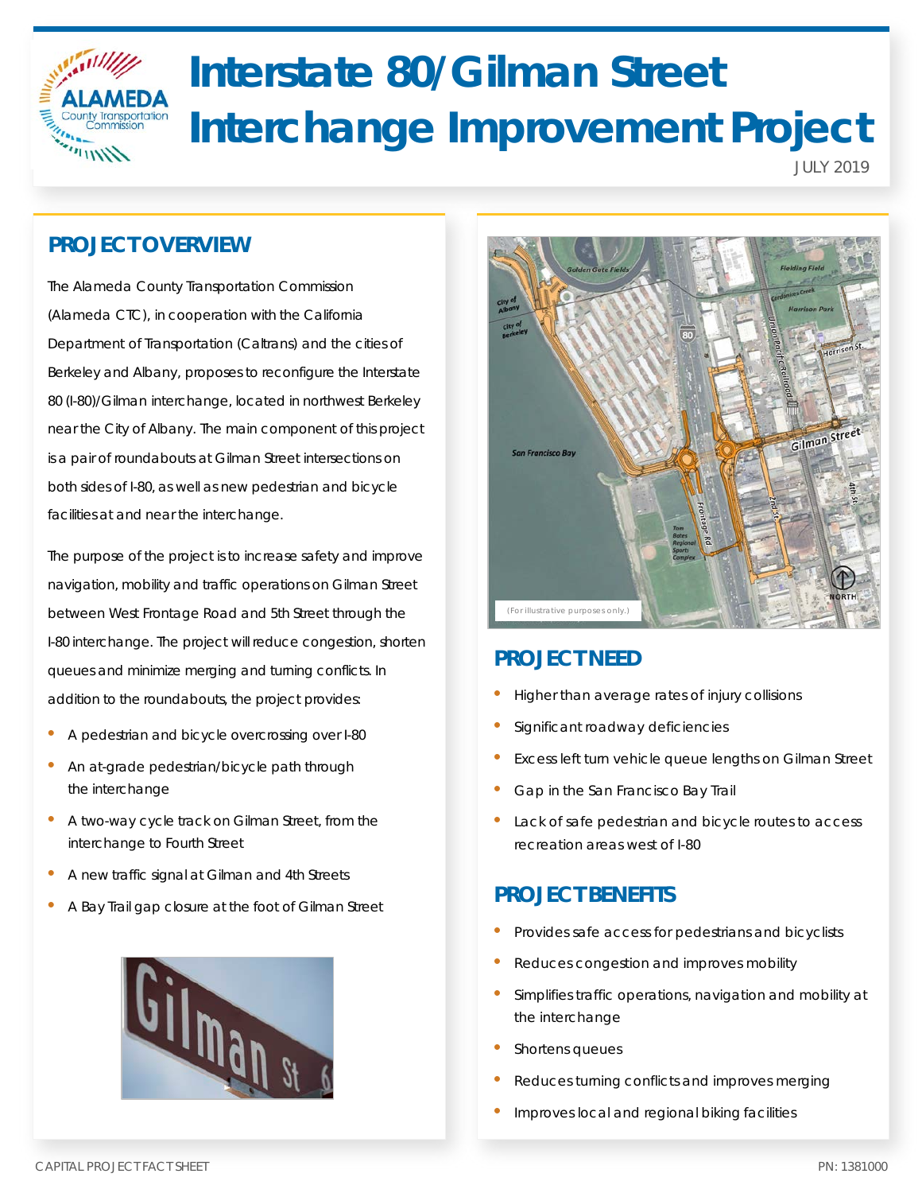# Interstate 80/Gilman Street Interchange Improvement Project

JULY 2019

## PROJECT OVERVIEW

The Alameda County Transportation Commission (Alameda CTC), in cooperation with the California Department of Transportation (Caltrans) and the cities of Berkeley and Albany, proposes to reconfigure the Interstate 80 (I-80)/Gilman interchange, located in northwest Berkeley near the City of Albany. The main component of this project is a pair of roundabouts at Gilman Street intersections on both sides of I-80, as well as new pedestrian and bicycle facilities at and near the interchange.

The purpose of the project is to increase safety and improve navigation, mobility and traffic operations on Gilman Street between West Frontage Road and 5th Street through the I-80 interchange. The project will reduce congestion, shorten queues and minimize merging and turning conflicts. In addition to the roundabouts, the project provides:

- A pedestrian and bicycle overcrossing over I-80
- An at-grade pedestrian/bicycle path through the interchange
- A two-way cycle track on Gilman Street, from the interchange to Fourth Street
- A new traffic signal at Gilman and 4th Streets
- A Bay Trail gap closure at the foot of Gilman Street

(For illustrative purposes only.)

## PROJECT NEED

- Higher than average rates of injury collisions
- Significant roadway deficiencies
- Excess left turn vehicle queue lengths on Gilman Street
- Gap in the San Francisco Bay Trail
- Lack of safe pedestrian and bicycle routes to access recreation areas west of I-80

## PROJECT BENEFITS

- Provides safe access for pedestrians and bicyclists
- Reduces congestion and improves mobility
- Simplifies traffic operations, navigation and mobility at the interchange
- Shortens queues
- Reduces turning conflicts and improves merging
- Improves local and regional biking facilities

CAPITAL PROJECT FACT SHEET

PN: 1381000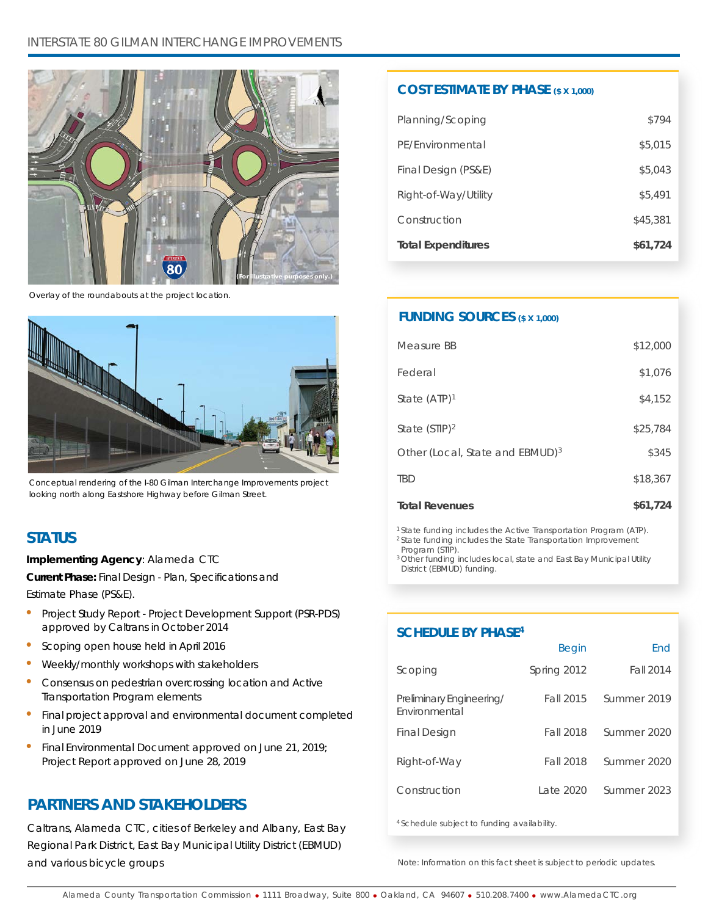Overlay of the roundabouts at the project location.

Conceptual rendering of the I-80 Gilman Interchange Improvements project looking north along Eastshore Highway before Gilman Street.

## STATUS

**Implementing Agency**: Alameda CTC

**Current Phase:** Final Design - Plan, Specifications and Estimate Phase (PS&E).

- Project Study Report - Project Development Support (PSR-PDS) approved by Caltrans in October 2014
- Scoping open house held in April 2016
- Weekly/monthly workshops with stakeholders
- Consensus on pedestrian overcrossing location and Active Transportation Program elements
- Final project approval and environmental document completed in June 2019
- Final Environmental Document approved on June 21, 2019; Project Report approved on June 28, 2019

## PARTNERS AND STAKEHOLDERS

Caltrans, Alameda CTC, cities of Berkeley and Albany, East Bay Regional Park District, East Bay Municipal Utility District (EBMUD) and various bicycle groups

## COST ESTIMATE BY PHASE ($ x 1,000)

| | |
|---|---|
| Planning/Scoping | $794 |
| PE/Environmental | $5,015 |
| Final Design (PS&E) | $5,043 |
| Right-of-Way/Utility | $5,491 |
| Construction | $45,381 |
| **Total Expenditures** | **$61,724** |

## FUNDING SOURCES ($ x 1,000)

| | |
|---|---|
| Measure BB | $12,000 |
| Federal | $1,076 |
| State (ATP)[1] | $4,152 |
| State (STIP)[2] | $25,784 |
| Other (Local, State and EBMUD)[3] | $345 |
| TBD | $18,367 |
| **Total Revenues** | **$61,724** |

[1] State funding includes the Active Transportation Program (ATP).
[2] State funding includes the State Transportation Improvement Program (STIP).
[3] Other funding includes local, state and East Bay Municipal Utility District (EBMUD) funding.

## SCHEDULE BY PHASE[4]

| | Begin | End |
|---|---|---|
| Scoping | Spring 2012 | Fall 2014 |
| Preliminary Engineering/ Environmental | Fall 2015 | Summer 2019 |
| Final Design | Fall 2018 | Summer 2020 |
| Right-of-Way | Fall 2018 | Summer 2020 |
| Construction | Late 2020 | Summer 2023 |

[4] Schedule subject to funding availability.

Note: Information on this fact sheet is subject to periodic updates.